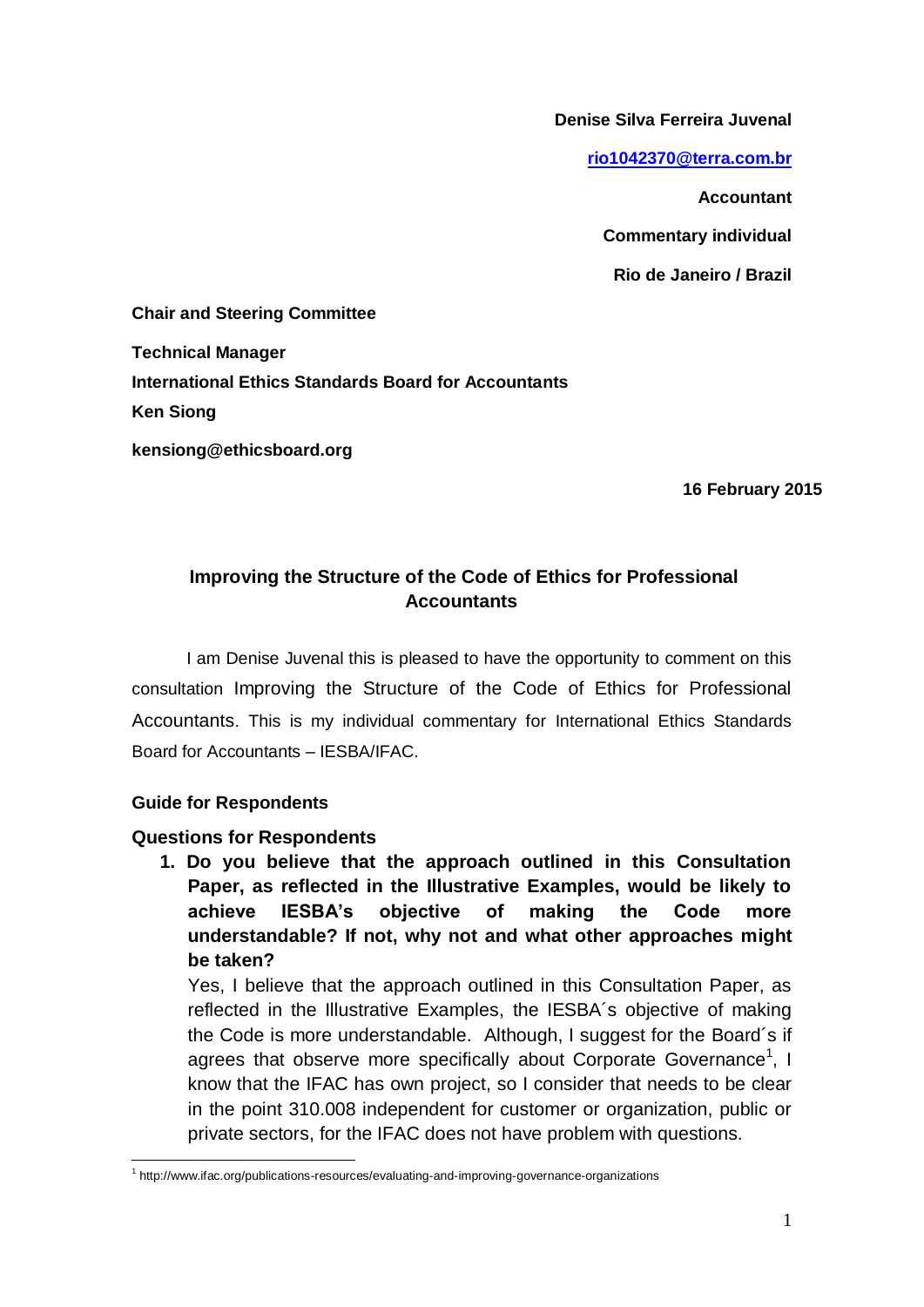**Denise Silva Ferreira Juvenal**

**rio1042370@terra.com.br**

**Accountant**

**Commentary individual**

**Rio de Janeiro / Brazil**

**Chair and Steering Committee**

**Technical Manager**
**International Ethics Standards Board for Accountants**
**Ken Siong**

**kensiong@ethicsboard.org**

**16 February 2015**

## Improving the Structure of the Code of Ethics for Professional Accountants

I am Denise Juvenal this is pleased to have the opportunity to comment on this consultation Improving the Structure of the Code of Ethics for Professional Accountants. This is my individual commentary for International Ethics Standards Board for Accountants – IESBA/IFAC.

**Guide for Respondents**

**Questions for Respondents**

1. **Do you believe that the approach outlined in this Consultation Paper, as reflected in the Illustrative Examples, would be likely to achieve IESBA's objective of making the Code more understandable? If not, why not and what other approaches might be taken?**

   Yes, I believe that the approach outlined in this Consultation Paper, as reflected in the Illustrative Examples, the IESBA´s objective of making the Code is more understandable. Although, I suggest for the Board´s if agrees that observe more specifically about Corporate Governance[1], I know that the IFAC has own project, so I consider that needs to be clear in the point 310.008 independent for customer or organization, public or private sectors, for the IFAC does not have problem with questions.

---

[1] http://www.ifac.org/publications-resources/evaluating-and-improving-governance-organizations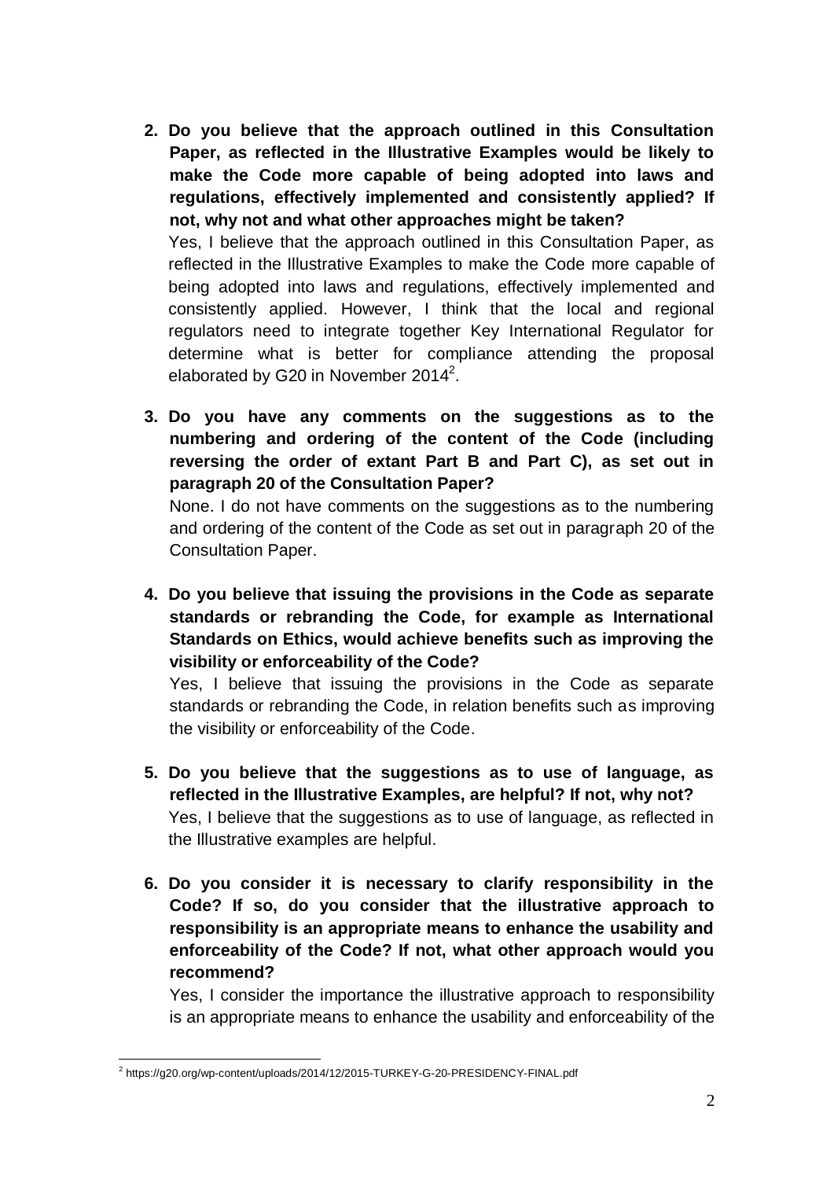2. **Do you believe that the approach outlined in this Consultation Paper, as reflected in the Illustrative Examples would be likely to make the Code more capable of being adopted into laws and regulations, effectively implemented and consistently applied? If not, why not and what other approaches might be taken?**

   Yes, I believe that the approach outlined in this Consultation Paper, as reflected in the Illustrative Examples to make the Code more capable of being adopted into laws and regulations, effectively implemented and consistently applied. However, I think that the local and regional regulators need to integrate together Key International Regulator for determine what is better for compliance attending the proposal elaborated by G20 in November 2014[2].

3. **Do you have any comments on the suggestions as to the numbering and ordering of the content of the Code (including reversing the order of extant Part B and Part C), as set out in paragraph 20 of the Consultation Paper?**

   None. I do not have comments on the suggestions as to the numbering and ordering of the content of the Code as set out in paragraph 20 of the Consultation Paper.

4. **Do you believe that issuing the provisions in the Code as separate standards or rebranding the Code, for example as International Standards on Ethics, would achieve benefits such as improving the visibility or enforceability of the Code?**

   Yes, I believe that issuing the provisions in the Code as separate standards or rebranding the Code, in relation benefits such as improving the visibility or enforceability of the Code.

5. **Do you believe that the suggestions as to use of language, as reflected in the Illustrative Examples, are helpful? If not, why not?**

   Yes, I believe that the suggestions as to use of language, as reflected in the Illustrative examples are helpful.

6. **Do you consider it is necessary to clarify responsibility in the Code? If so, do you consider that the illustrative approach to responsibility is an appropriate means to enhance the usability and enforceability of the Code? If not, what other approach would you recommend?**

   Yes, I consider the importance the illustrative approach to responsibility is an appropriate means to enhance the usability and enforceability of the

---

[2] https://g20.org/wp-content/uploads/2014/12/2015-TURKEY-G-20-PRESIDENCY-FINAL.pdf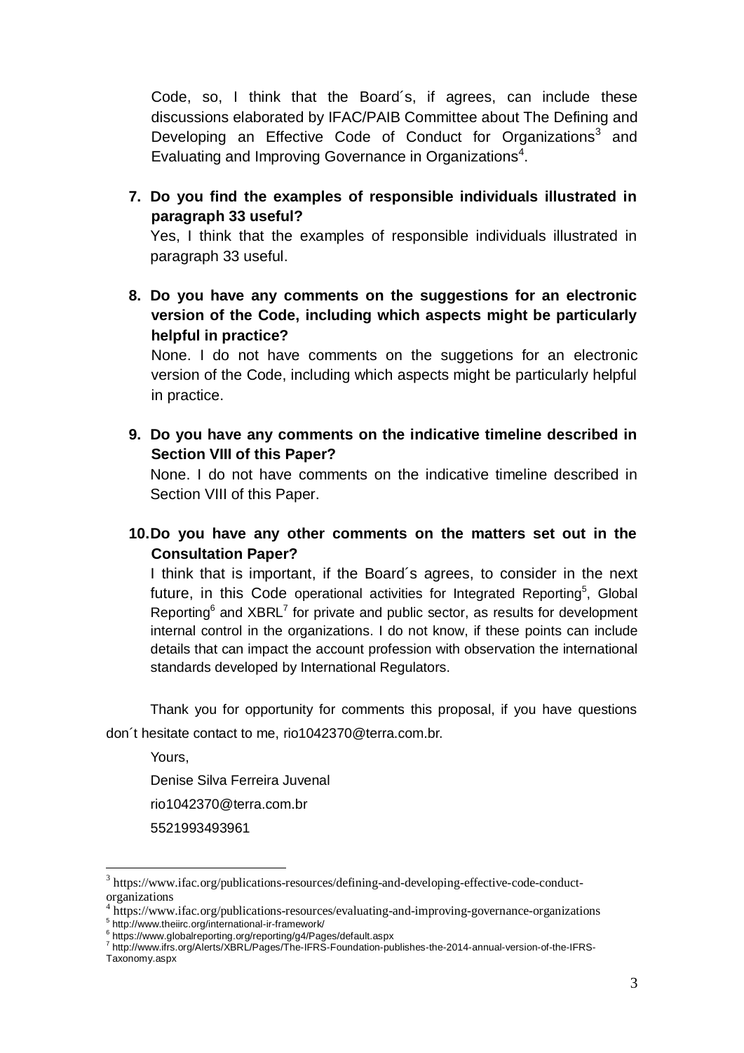Code, so, I think that the Board´s, if agrees, can include these discussions elaborated by IFAC/PAIB Committee about The Defining and Developing an Effective Code of Conduct for Organizations[3] and Evaluating and Improving Governance in Organizations[4].

7. **Do you find the examples of responsible individuals illustrated in paragraph 33 useful?**

   Yes, I think that the examples of responsible individuals illustrated in paragraph 33 useful.

8. **Do you have any comments on the suggestions for an electronic version of the Code, including which aspects might be particularly helpful in practice?**

   None. I do not have comments on the suggetions for an electronic version of the Code, including which aspects might be particularly helpful in practice.

9. **Do you have any comments on the indicative timeline described in Section VIII of this Paper?**

   None. I do not have comments on the indicative timeline described in Section VIII of this Paper.

10. **Do you have any other comments on the matters set out in the Consultation Paper?**

    I think that is important, if the Board´s agrees, to consider in the next future, in this Code operational activities for Integrated Reporting[5], Global Reporting[6] and XBRL[7] for private and public sector, as results for development internal control in the organizations. I do not know, if these points can include details that can impact the account profession with observation the international standards developed by International Regulators.

Thank you for opportunity for comments this proposal, if you have questions don´t hesitate contact to me, rio1042370@terra.com.br.

Yours,

Denise Silva Ferreira Juvenal

rio1042370@terra.com.br

5521993493961

---

[3] https://www.ifac.org/publications-resources/defining-and-developing-effective-code-conduct-organizations

[4] https://www.ifac.org/publications-resources/evaluating-and-improving-governance-organizations

[5] http://www.theiirc.org/international-ir-framework/

[6] https://www.globalreporting.org/reporting/g4/Pages/default.aspx

[7] http://www.ifrs.org/Alerts/XBRL/Pages/The-IFRS-Foundation-publishes-the-2014-annual-version-of-the-IFRS-Taxonomy.aspx